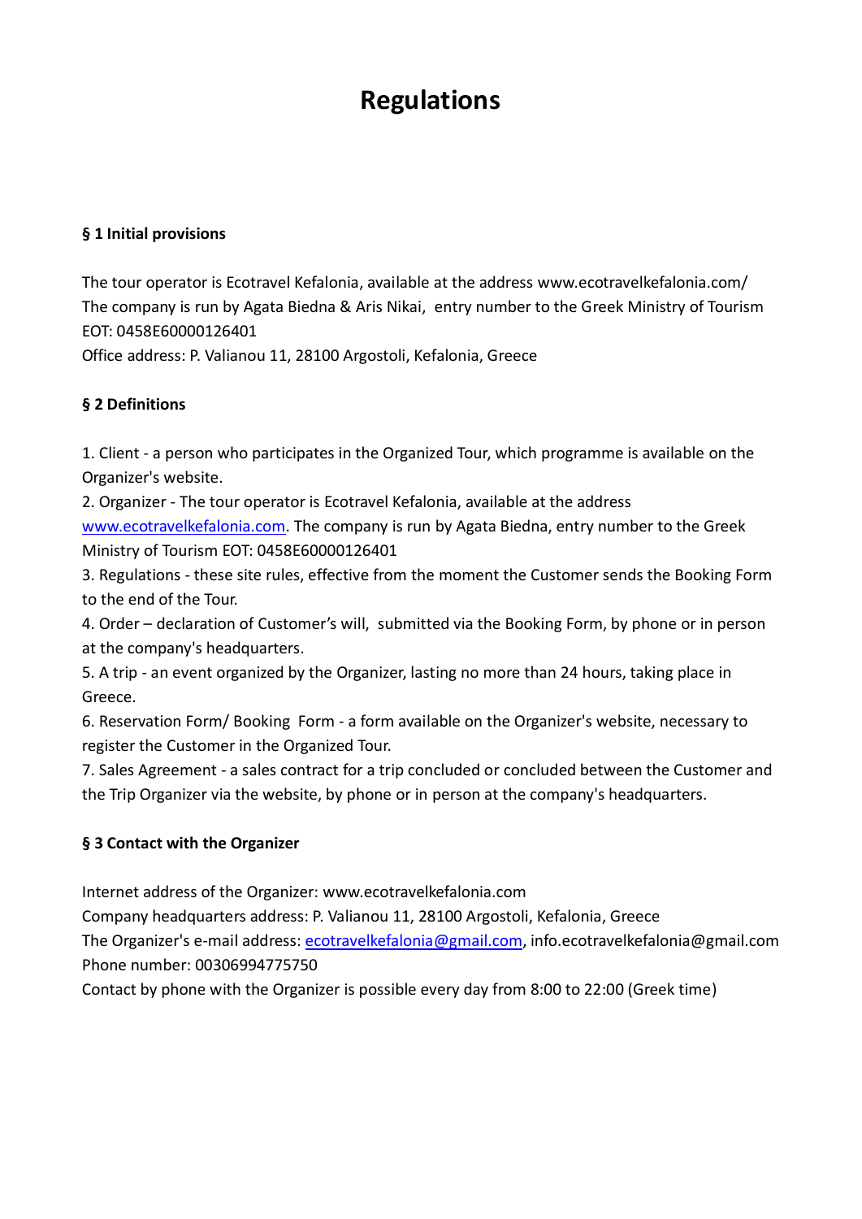# Regulations

**§ 1 Initial provisions**

The tour operator is Ecotravel Kefalonia, available at the address www.ecotravelkefalonia.com/
The company is run by Agata Biedna & Aris Nikai, entry number to the Greek Ministry of Tourism EOT: 0458E60000126401
Office address: P. Valianou 11, 28100 Argostoli, Kefalonia, Greece

**§ 2 Definitions**

1. Client - a person who participates in the Organized Tour, which programme is available on the Organizer's website.
2. Organizer - The tour operator is Ecotravel Kefalonia, available at the address www.ecotravelkefalonia.com. The company is run by Agata Biedna, entry number to the Greek Ministry of Tourism EOT: 0458E60000126401
3. Regulations - these site rules, effective from the moment the Customer sends the Booking Form to the end of the Tour.
4. Order – declaration of Customer's will, submitted via the Booking Form, by phone or in person at the company's headquarters.
5. A trip - an event organized by the Organizer, lasting no more than 24 hours, taking place in Greece.
6. Reservation Form/ Booking Form - a form available on the Organizer's website, necessary to register the Customer in the Organized Tour.
7. Sales Agreement - a sales contract for a trip concluded or concluded between the Customer and the Trip Organizer via the website, by phone or in person at the company's headquarters.

**§ 3 Contact with the Organizer**

Internet address of the Organizer: www.ecotravelkefalonia.com
Company headquarters address: P. Valianou 11, 28100 Argostoli, Kefalonia, Greece
The Organizer's e-mail address: ecotravelkefalonia@gmail.com, info.ecotravelkefalonia@gmail.com
Phone number: 00306994775750
Contact by phone with the Organizer is possible every day from 8:00 to 22:00 (Greek time)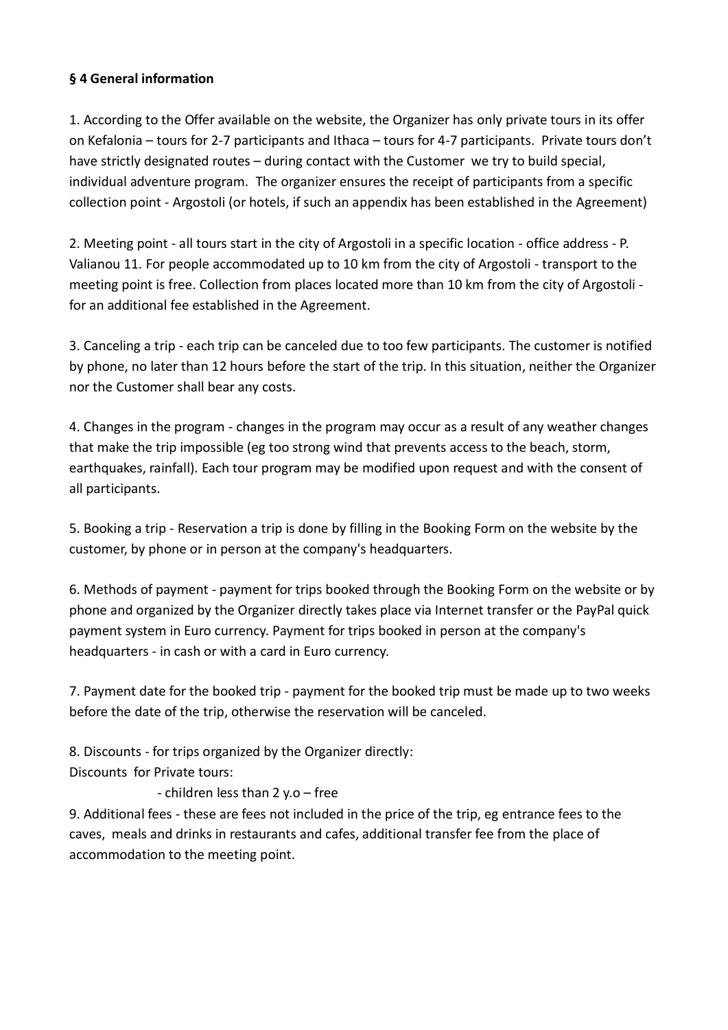**§ 4 General information**

1. According to the Offer available on the website, the Organizer has only private tours in its offer on Kefalonia – tours for 2-7 participants and Ithaca – tours for 4-7 participants. Private tours don't have strictly designated routes – during contact with the Customer we try to build special, individual adventure program. The organizer ensures the receipt of participants from a specific collection point - Argostoli (or hotels, if such an appendix has been established in the Agreement)

2. Meeting point - all tours start in the city of Argostoli in a specific location - office address - P. Valianou 11. For people accommodated up to 10 km from the city of Argostoli - transport to the meeting point is free. Collection from places located more than 10 km from the city of Argostoli - for an additional fee established in the Agreement.

3. Canceling a trip - each trip can be canceled due to too few participants. The customer is notified by phone, no later than 12 hours before the start of the trip. In this situation, neither the Organizer nor the Customer shall bear any costs.

4. Changes in the program - changes in the program may occur as a result of any weather changes that make the trip impossible (eg too strong wind that prevents access to the beach, storm, earthquakes, rainfall). Each tour program may be modified upon request and with the consent of all participants.

5. Booking a trip - Reservation a trip is done by filling in the Booking Form on the website by the customer, by phone or in person at the company's headquarters.

6. Methods of payment - payment for trips booked through the Booking Form on the website or by phone and organized by the Organizer directly takes place via Internet transfer or the PayPal quick payment system in Euro currency. Payment for trips booked in person at the company's headquarters - in cash or with a card in Euro currency.

7. Payment date for the booked trip - payment for the booked trip must be made up to two weeks before the date of the trip, otherwise the reservation will be canceled.

8. Discounts - for trips organized by the Organizer directly:
Discounts for Private tours:
   - children less than 2 y.o – free

9. Additional fees - these are fees not included in the price of the trip, eg entrance fees to the caves, meals and drinks in restaurants and cafes, additional transfer fee from the place of accommodation to the meeting point.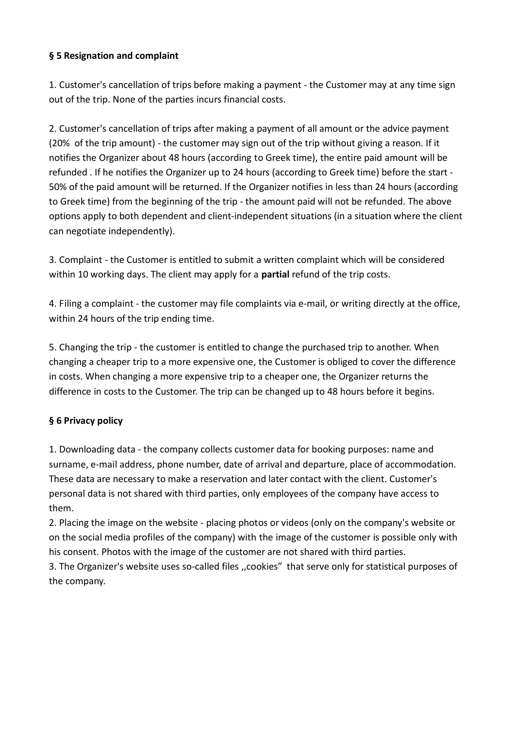**§ 5 Resignation and complaint**

1. Customer's cancellation of trips before making a payment - the Customer may at any time sign out of the trip. None of the parties incurs financial costs.

2. Customer's cancellation of trips after making a payment of all amount or the advice payment (20% of the trip amount) - the customer may sign out of the trip without giving a reason. If it notifies the Organizer about 48 hours (according to Greek time), the entire paid amount will be refunded . If he notifies the Organizer up to 24 hours (according to Greek time) before the start - 50% of the paid amount will be returned. If the Organizer notifies in less than 24 hours (according to Greek time) from the beginning of the trip - the amount paid will not be refunded. The above options apply to both dependent and client-independent situations (in a situation where the client can negotiate independently).

3. Complaint - the Customer is entitled to submit a written complaint which will be considered within 10 working days. The client may apply for a **partial** refund of the trip costs.

4. Filing a complaint - the customer may file complaints via e-mail, or writing directly at the office, within 24 hours of the trip ending time.

5. Changing the trip - the customer is entitled to change the purchased trip to another. When changing a cheaper trip to a more expensive one, the Customer is obliged to cover the difference in costs. When changing a more expensive trip to a cheaper one, the Organizer returns the difference in costs to the Customer. The trip can be changed up to 48 hours before it begins.

**§ 6 Privacy policy**

1. Downloading data - the company collects customer data for booking purposes: name and surname, e-mail address, phone number, date of arrival and departure, place of accommodation. These data are necessary to make a reservation and later contact with the client. Customer's personal data is not shared with third parties, only employees of the company have access to them.
2. Placing the image on the website - placing photos or videos (only on the company's website or on the social media profiles of the company) with the image of the customer is possible only with his consent. Photos with the image of the customer are not shared with third parties.
3. The Organizer's website uses so-called files ,,cookies" that serve only for statistical purposes of the company.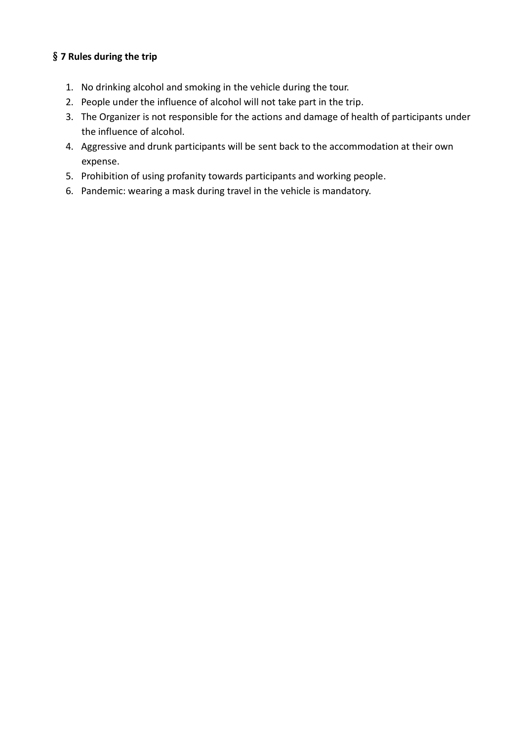**§ 7 Rules during the trip**

1. No drinking alcohol and smoking in the vehicle during the tour.
2. People under the influence of alcohol will not take part in the trip.
3. The Organizer is not responsible for the actions and damage of health of participants under the influence of alcohol.
4. Aggressive and drunk participants will be sent back to the accommodation at their own expense.
5. Prohibition of using profanity towards participants and working people.
6. Pandemic: wearing a mask during travel in the vehicle is mandatory.